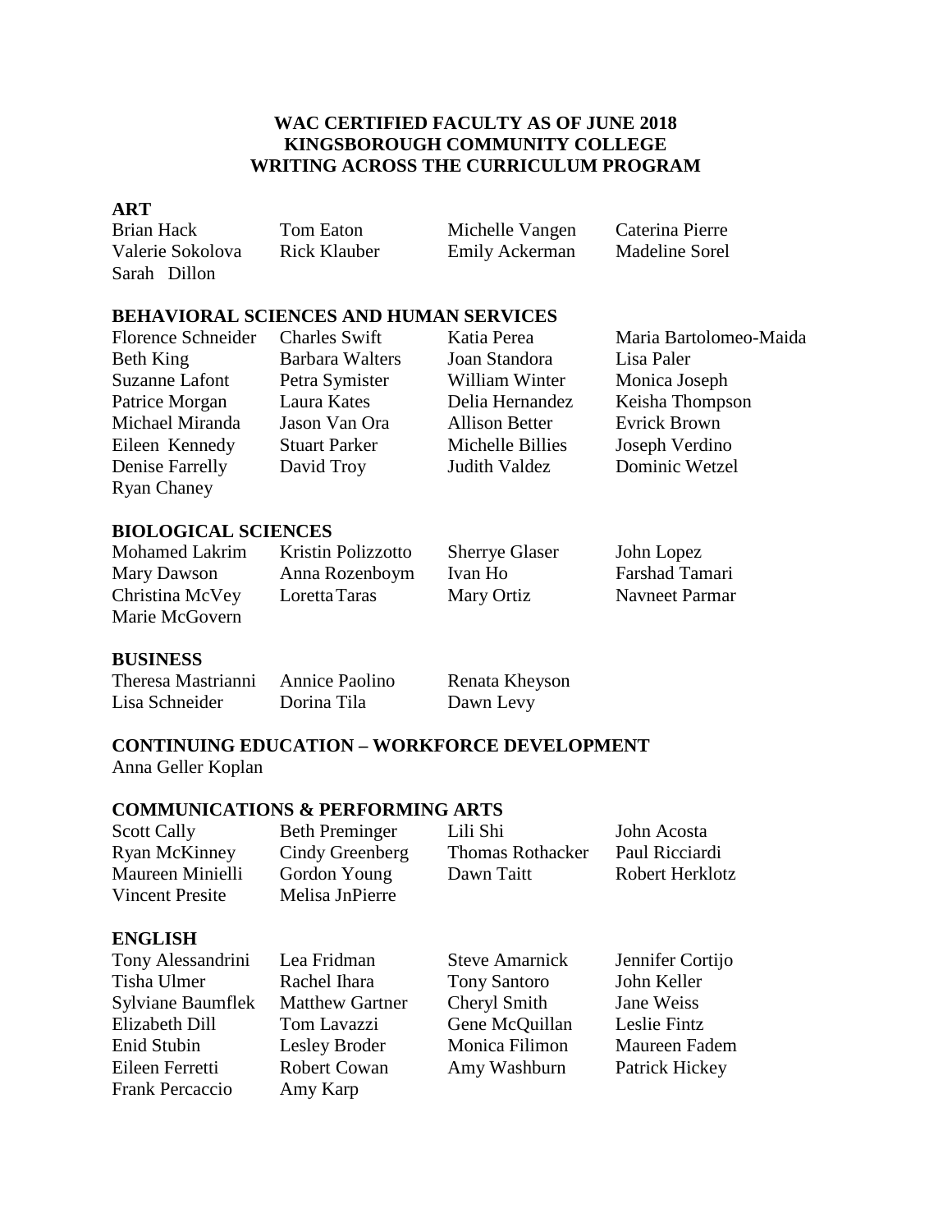**WAC CERTIFIED FACULTY AS OF JUNE 2018**
**KINGSBOROUGH COMMUNITY COLLEGE**
**WRITING ACROSS THE CURRICULUM PROGRAM**

## ART

| | | | |
|---|---|---|---|
| Brian Hack | Tom Eaton | Michelle Vangen | Caterina Pierre |
| Valerie Sokolova | Rick Klauber | Emily Ackerman | Madeline Sorel |
| Sarah Dillon | | | |

## BEHAVIORAL SCIENCES AND HUMAN SERVICES

| | | | |
|---|---|---|---|
| Florence Schneider | Charles Swift | Katia Perea | Maria Bartolomeo-Maida |
| Beth King | Barbara Walters | Joan Standora | Lisa Paler |
| Suzanne Lafont | Petra Symister | William Winter | Monica Joseph |
| Patrice Morgan | Laura Kates | Delia Hernandez | Keisha Thompson |
| Michael Miranda | Jason Van Ora | Allison Better | Evrick Brown |
| Eileen Kennedy | Stuart Parker | Michelle Billies | Joseph Verdino |
| Denise Farrelly | David Troy | Judith Valdez | Dominic Wetzel |
| Ryan Chaney | | | |

## BIOLOGICAL SCIENCES

| | | | |
|---|---|---|---|
| Mohamed Lakrim | Kristin Polizzotto | Sherrye Glaser | John Lopez |
| Mary Dawson | Anna Rozenboym | Ivan Ho | Farshad Tamari |
| Christina McVey | Loretta Taras | Mary Ortiz | Navneet Parmar |
| Marie McGovern | | | |

## BUSINESS

| | | |
|---|---|---|
| Theresa Mastrianni | Annice Paolino | Renata Kheyson |
| Lisa Schneider | Dorina Tila | Dawn Levy |

## CONTINUING EDUCATION – WORKFORCE DEVELOPMENT

Anna Geller Koplan

## COMMUNICATIONS & PERFORMING ARTS

| | | | |
|---|---|---|---|
| Scott Cally | Beth Preminger | Lili Shi | John Acosta |
| Ryan McKinney | Cindy Greenberg | Thomas Rothacker | Paul Ricciardi |
| Maureen Minielli | Gordon Young | Dawn Taitt | Robert Herklotz |
| Vincent Presite | Melisa JnPierre | | |

## ENGLISH

| | | | |
|---|---|---|---|
| Tony Alessandrini | Lea Fridman | Steve Amarnick | Jennifer Cortijo |
| Tisha Ulmer | Rachel Ihara | Tony Santoro | John Keller |
| Sylviane Baumflek | Matthew Gartner | Cheryl Smith | Jane Weiss |
| Elizabeth Dill | Tom Lavazzi | Gene McQuillan | Leslie Fintz |
| Enid Stubin | Lesley Broder | Monica Filimon | Maureen Fadem |
| Eileen Ferretti | Robert Cowan | Amy Washburn | Patrick Hickey |
| Frank Percaccio | Amy Karp | | |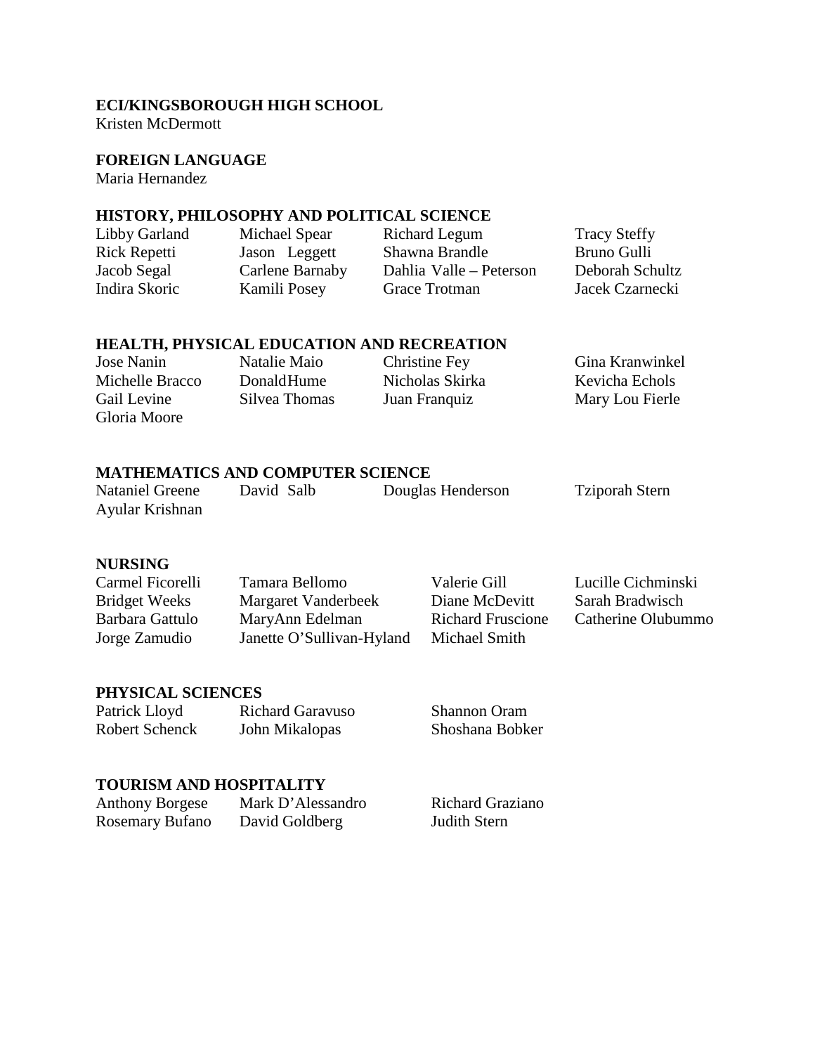**ECI/KINGSBOROUGH HIGH SCHOOL**

Kristen McDermott

**FOREIGN LANGUAGE**

Maria Hernandez

**HISTORY, PHILOSOPHY AND POLITICAL SCIENCE**

| | | | |
|---|---|---|---|
| Libby Garland | Michael Spear | Richard Legum | Tracy Steffy |
| Rick Repetti | Jason Leggett | Shawna Brandle | Bruno Gulli |
| Jacob Segal | Carlene Barnaby | Dahlia Valle – Peterson | Deborah Schultz |
| Indira Skoric | Kamili Posey | Grace Trotman | Jacek Czarnecki |

**HEALTH, PHYSICAL EDUCATION AND RECREATION**

| | | | |
|---|---|---|---|
| Jose Nanin | Natalie Maio | Christine Fey | Gina Kranwinkel |
| Michelle Bracco | DonaldHume | Nicholas Skirka | Kevicha Echols |
| Gail Levine | Silvea Thomas | Juan Franquiz | Mary Lou Fierle |
| Gloria Moore | | | |

**MATHEMATICS AND COMPUTER SCIENCE**

| | | | |
|---|---|---|---|
| Nataniel Greene | David Salb | Douglas Henderson | Tziporah Stern |
| Ayular Krishnan | | | |

**NURSING**

| | | | |
|---|---|---|---|
| Carmel Ficorelli | Tamara Bellomo | Valerie Gill | Lucille Cichminski |
| Bridget Weeks | Margaret Vanderbeek | Diane McDevitt | Sarah Bradwisch |
| Barbara Gattulo | MaryAnn Edelman | Richard Fruscione | Catherine Olubummo |
| Jorge Zamudio | Janette O'Sullivan-Hyland | Michael Smith | |

**PHYSICAL SCIENCES**

| | | |
|---|---|---|
| Patrick Lloyd | Richard Garavuso | Shannon Oram |
| Robert Schenck | John Mikalopas | Shoshana Bobker |

**TOURISM AND HOSPITALITY**

| | | |
|---|---|---|
| Anthony Borgese | Mark D'Alessandro | Richard Graziano |
| Rosemary Bufano | David Goldberg | Judith Stern |